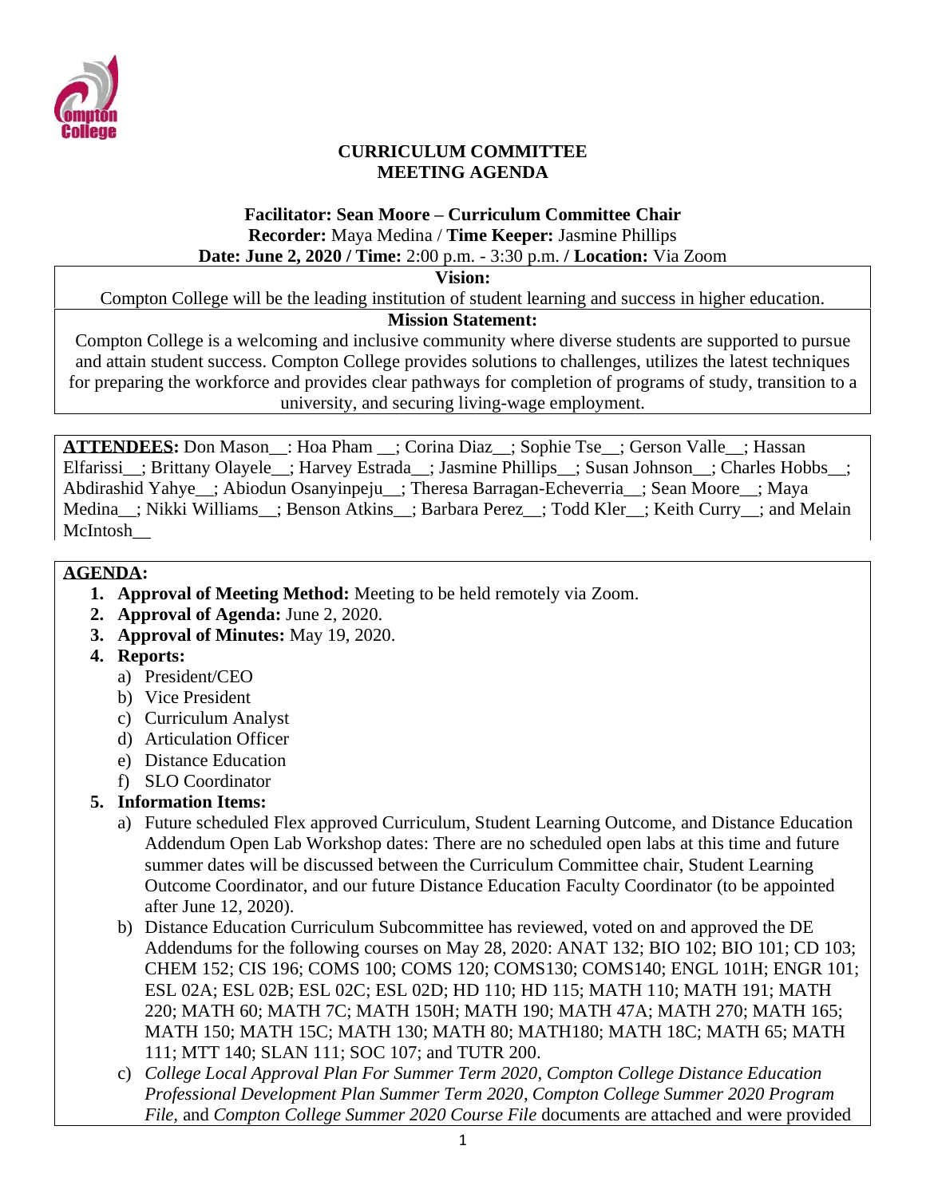# CURRICULUM COMMITTEE
# MEETING AGENDA

**Facilitator: Sean Moore – Curriculum Committee Chair**
**Recorder:** Maya Medina / **Time Keeper:** Jasmine Phillips
**Date: June 2, 2020 / Time:** 2:00 p.m. - 3:30 p.m. **/ Location:** Via Zoom

**Vision:**
Compton College will be the leading institution of student learning and success in higher education.

**Mission Statement:**
Compton College is a welcoming and inclusive community where diverse students are supported to pursue and attain student success. Compton College provides solutions to challenges, utilizes the latest techniques for preparing the workforce and provides clear pathways for completion of programs of study, transition to a university, and securing living-wage employment.

**ATTENDEES:** Don Mason__: Hoa Pham __; Corina Diaz__; Sophie Tse__; Gerson Valle__; Hassan Elfarissi__; Brittany Olayele__; Harvey Estrada__; Jasmine Phillips__; Susan Johnson__; Charles Hobbs__; Abdirashid Yahye__; Abiodun Osanyinpeju__; Theresa Barragan-Echeverria__; Sean Moore__; Maya Medina__; Nikki Williams__; Benson Atkins__; Barbara Perez__; Todd Kler__; Keith Curry__; and Melain McIntosh__

**AGENDA:**

1. **Approval of Meeting Method:** Meeting to be held remotely via Zoom.
2. **Approval of Agenda:** June 2, 2020.
3. **Approval of Minutes:** May 19, 2020.
4. **Reports:**
   a) President/CEO
   b) Vice President
   c) Curriculum Analyst
   d) Articulation Officer
   e) Distance Education
   f) SLO Coordinator
5. **Information Items:**
   a) Future scheduled Flex approved Curriculum, Student Learning Outcome, and Distance Education Addendum Open Lab Workshop dates: There are no scheduled open labs at this time and future summer dates will be discussed between the Curriculum Committee chair, Student Learning Outcome Coordinator, and our future Distance Education Faculty Coordinator (to be appointed after June 12, 2020).
   b) Distance Education Curriculum Subcommittee has reviewed, voted on and approved the DE Addendums for the following courses on May 28, 2020: ANAT 132; BIO 102; BIO 101; CD 103; CHEM 152; CIS 196; COMS 100; COMS 120; COMS130; COMS140; ENGL 101H; ENGR 101; ESL 02A; ESL 02B; ESL 02C; ESL 02D; HD 110; HD 115; MATH 110; MATH 191; MATH 220; MATH 60; MATH 7C; MATH 150H; MATH 190; MATH 47A; MATH 270; MATH 165; MATH 150; MATH 15C; MATH 130; MATH 80; MATH180; MATH 18C; MATH 65; MATH 111; MTT 140; SLAN 111; SOC 107; and TUTR 200.
   c) *College Local Approval Plan For Summer Term 2020*, *Compton College Distance Education Professional Development Plan Summer Term 2020*, *Compton College Summer 2020 Program File,* and *Compton College Summer 2020 Course File* documents are attached and were provided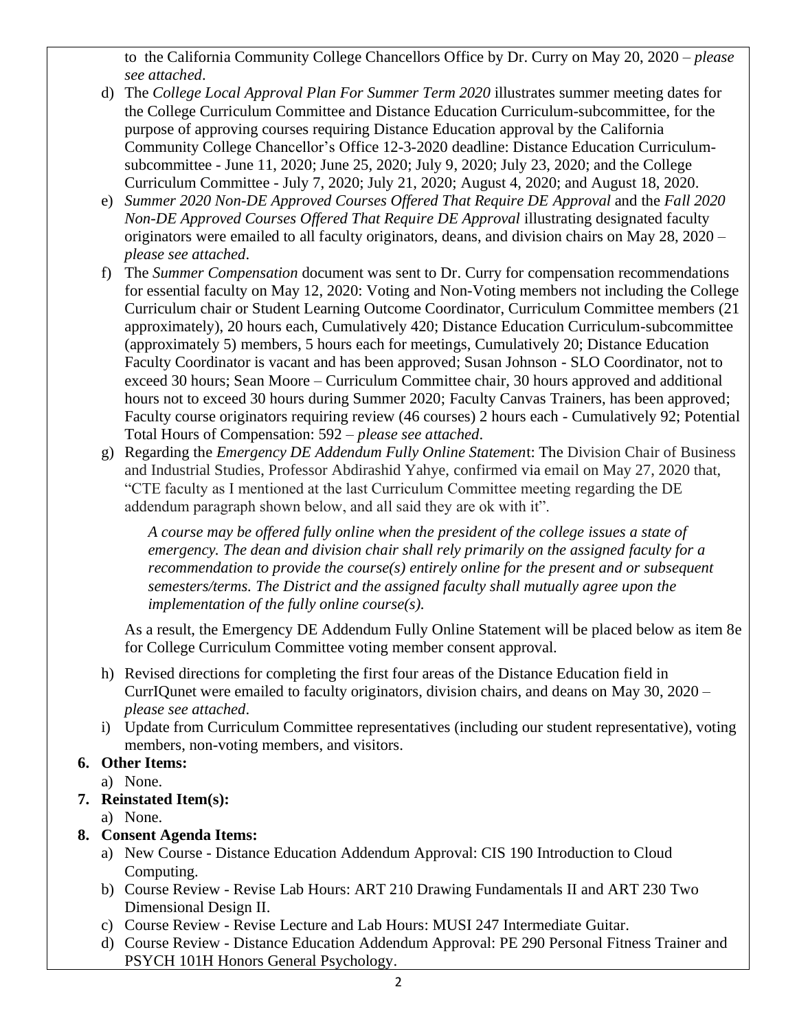to the California Community College Chancellors Office by Dr. Curry on May 20, 2020 – *please see attached*.

d) The *College Local Approval Plan For Summer Term 2020* illustrates summer meeting dates for the College Curriculum Committee and Distance Education Curriculum-subcommittee, for the purpose of approving courses requiring Distance Education approval by the California Community College Chancellor's Office 12-3-2020 deadline: Distance Education Curriculum-subcommittee - June 11, 2020; June 25, 2020; July 9, 2020; July 23, 2020; and the College Curriculum Committee - July 7, 2020; July 21, 2020; August 4, 2020; and August 18, 2020.

e) *Summer 2020 Non-DE Approved Courses Offered That Require DE Approval* and the *Fall 2020 Non-DE Approved Courses Offered That Require DE Approval* illustrating designated faculty originators were emailed to all faculty originators, deans, and division chairs on May 28, 2020 – *please see attached*.

f) The *Summer Compensation* document was sent to Dr. Curry for compensation recommendations for essential faculty on May 12, 2020: Voting and Non-Voting members not including the College Curriculum chair or Student Learning Outcome Coordinator, Curriculum Committee members (21 approximately), 20 hours each, Cumulatively 420; Distance Education Curriculum-subcommittee (approximately 5) members, 5 hours each for meetings, Cumulatively 20; Distance Education Faculty Coordinator is vacant and has been approved; Susan Johnson - SLO Coordinator, not to exceed 30 hours; Sean Moore – Curriculum Committee chair, 30 hours approved and additional hours not to exceed 30 hours during Summer 2020; Faculty Canvas Trainers, has been approved; Faculty course originators requiring review (46 courses) 2 hours each - Cumulatively 92; Potential Total Hours of Compensation: 592 – *please see attached*.

g) Regarding the *Emergency DE Addendum Fully Online Statement*: The Division Chair of Business and Industrial Studies, Professor Abdirashid Yahye, confirmed via email on May 27, 2020 that, "CTE faculty as I mentioned at the last Curriculum Committee meeting regarding the DE addendum paragraph shown below, and all said they are ok with it".

   *A course may be offered fully online when the president of the college issues a state of emergency. The dean and division chair shall rely primarily on the assigned faculty for a recommendation to provide the course(s) entirely online for the present and or subsequent semesters/terms. The District and the assigned faculty shall mutually agree upon the implementation of the fully online course(s).*

   As a result, the Emergency DE Addendum Fully Online Statement will be placed below as item 8e for College Curriculum Committee voting member consent approval.

h) Revised directions for completing the first four areas of the Distance Education field in CurrIQunet were emailed to faculty originators, division chairs, and deans on May 30, 2020 – *please see attached*.

i) Update from Curriculum Committee representatives (including our student representative), voting members, non-voting members, and visitors.

**6. Other Items:**

a) None.

**7. Reinstated Item(s):**

a) None.

**8. Consent Agenda Items:**

a) New Course - Distance Education Addendum Approval: CIS 190 Introduction to Cloud Computing.

b) Course Review - Revise Lab Hours: ART 210 Drawing Fundamentals II and ART 230 Two Dimensional Design II.

c) Course Review - Revise Lecture and Lab Hours: MUSI 247 Intermediate Guitar.

d) Course Review - Distance Education Addendum Approval: PE 290 Personal Fitness Trainer and PSYCH 101H Honors General Psychology.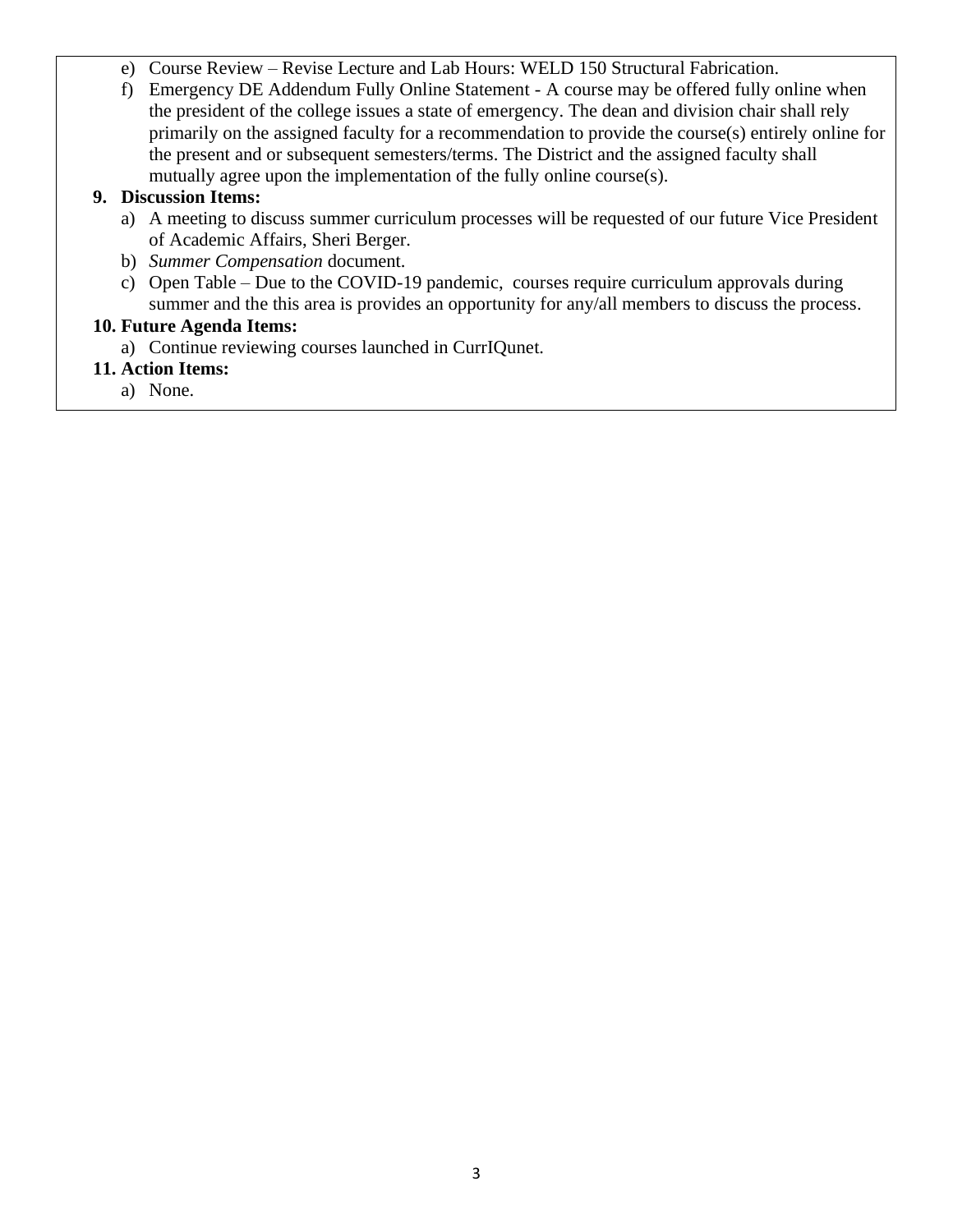e) Course Review – Revise Lecture and Lab Hours: WELD 150 Structural Fabrication.

f) Emergency DE Addendum Fully Online Statement - A course may be offered fully online when the president of the college issues a state of emergency. The dean and division chair shall rely primarily on the assigned faculty for a recommendation to provide the course(s) entirely online for the present and or subsequent semesters/terms. The District and the assigned faculty shall mutually agree upon the implementation of the fully online course(s).

**9. Discussion Items:**

a) A meeting to discuss summer curriculum processes will be requested of our future Vice President of Academic Affairs, Sheri Berger.

b) *Summer Compensation* document.

c) Open Table – Due to the COVID-19 pandemic, courses require curriculum approvals during summer and the this area is provides an opportunity for any/all members to discuss the process.

**10. Future Agenda Items:**

a) Continue reviewing courses launched in CurrIQunet.

**11. Action Items:**

a) None.